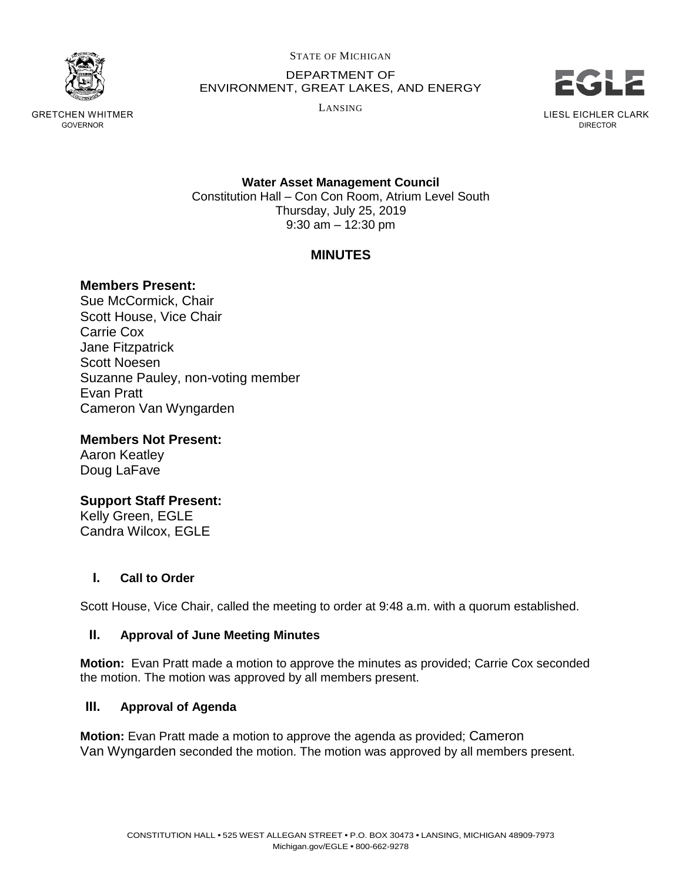STATE OF MICHIGAN

DEPARTMENT OF
ENVIRONMENT, GREAT LAKES, AND ENERGY

LANSING

GRETCHEN WHITMER
GOVERNOR

LIESL EICHLER CLARK
DIRECTOR

**Water Asset Management Council**
Constitution Hall – Con Con Room, Atrium Level South
Thursday, July 25, 2019
9:30 am – 12:30 pm

## MINUTES

### Members Present:

Sue McCormick, Chair
Scott House, Vice Chair
Carrie Cox
Jane Fitzpatrick
Scott Noesen
Suzanne Pauley, non-voting member
Evan Pratt
Cameron Van Wyngarden

### Members Not Present:

Aaron Keatley
Doug LaFave

### Support Staff Present:

Kelly Green, EGLE
Candra Wilcox, EGLE

### I. Call to Order

Scott House, Vice Chair, called the meeting to order at 9:48 a.m. with a quorum established.

### II. Approval of June Meeting Minutes

**Motion:** Evan Pratt made a motion to approve the minutes as provided; Carrie Cox seconded the motion. The motion was approved by all members present.

### III. Approval of Agenda

**Motion:** Evan Pratt made a motion to approve the agenda as provided; Cameron Van Wyngarden seconded the motion. The motion was approved by all members present.

CONSTITUTION HALL • 525 WEST ALLEGAN STREET • P.O. BOX 30473 • LANSING, MICHIGAN 48909-7973
Michigan.gov/EGLE • 800-662-9278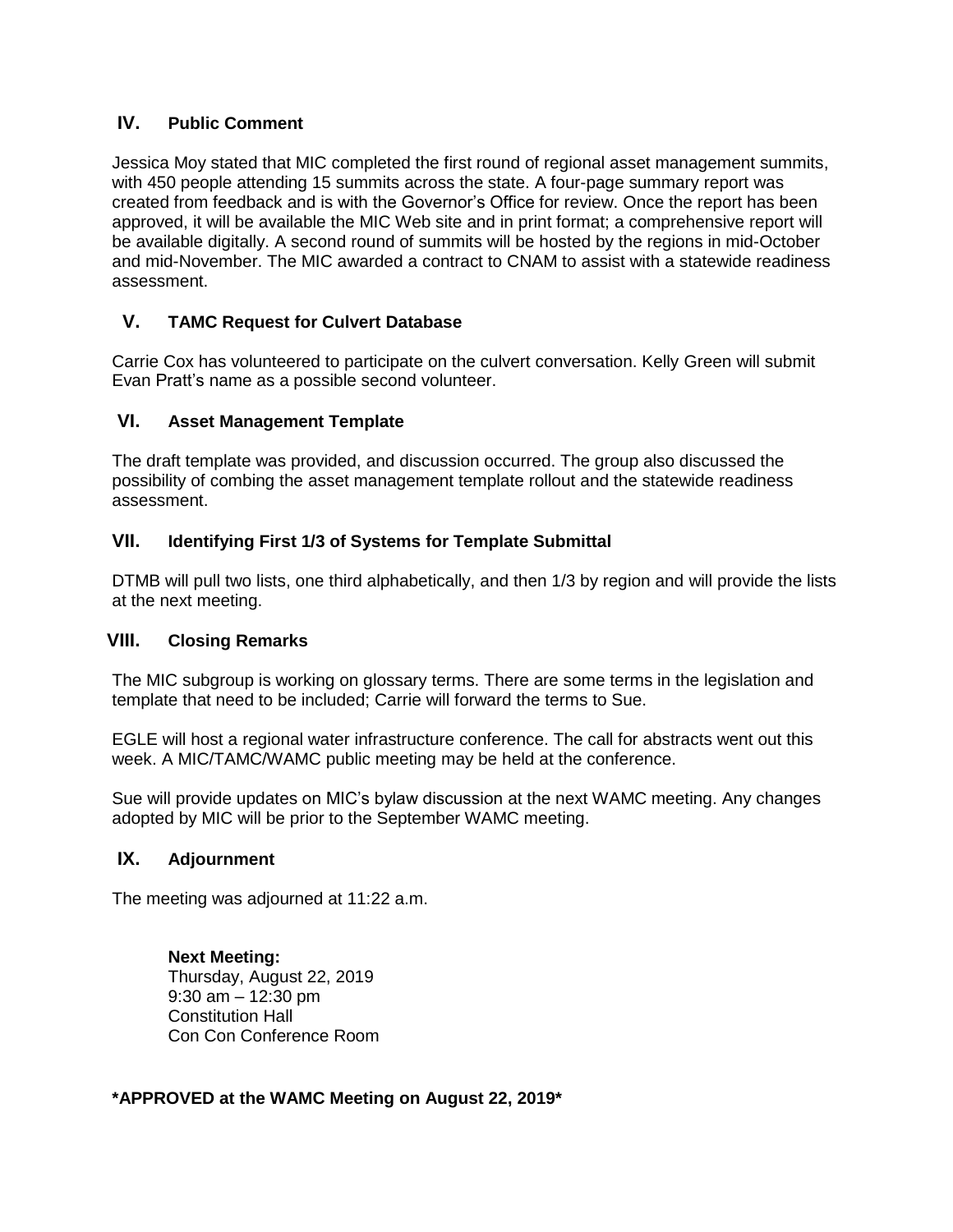## IV. Public Comment

Jessica Moy stated that MIC completed the first round of regional asset management summits, with 450 people attending 15 summits across the state. A four-page summary report was created from feedback and is with the Governor's Office for review. Once the report has been approved, it will be available the MIC Web site and in print format; a comprehensive report will be available digitally. A second round of summits will be hosted by the regions in mid-October and mid-November. The MIC awarded a contract to CNAM to assist with a statewide readiness assessment.

## V. TAMC Request for Culvert Database

Carrie Cox has volunteered to participate on the culvert conversation. Kelly Green will submit Evan Pratt's name as a possible second volunteer.

## VI. Asset Management Template

The draft template was provided, and discussion occurred. The group also discussed the possibility of combing the asset management template rollout and the statewide readiness assessment.

## VII. Identifying First 1/3 of Systems for Template Submittal

DTMB will pull two lists, one third alphabetically, and then 1/3 by region and will provide the lists at the next meeting.

## VIII. Closing Remarks

The MIC subgroup is working on glossary terms. There are some terms in the legislation and template that need to be included; Carrie will forward the terms to Sue.

EGLE will host a regional water infrastructure conference. The call for abstracts went out this week. A MIC/TAMC/WAMC public meeting may be held at the conference.

Sue will provide updates on MIC's bylaw discussion at the next WAMC meeting. Any changes adopted by MIC will be prior to the September WAMC meeting.

## IX. Adjournment

The meeting was adjourned at 11:22 a.m.

**Next Meeting:**
Thursday, August 22, 2019
9:30 am – 12:30 pm
Constitution Hall
Con Con Conference Room

**\*APPROVED at the WAMC Meeting on August 22, 2019\***